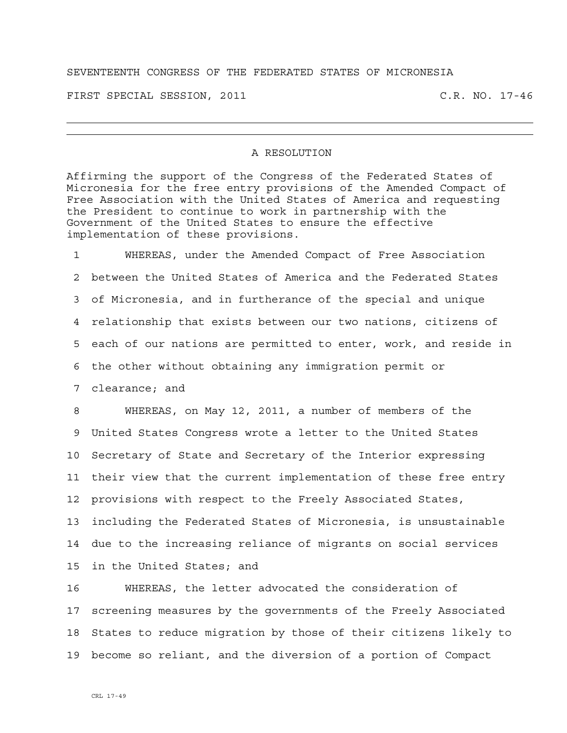SEVENTEENTH CONGRESS OF THE FEDERATED STATES OF MICRONESIA

FIRST SPECIAL SESSION, 2011 C.R. NO. 17-46

---

## A RESOLUTION

Affirming the support of the Congress of the Federated States of Micronesia for the free entry provisions of the Amended Compact of Free Association with the United States of America and requesting the President to continue to work in partnership with the Government of the United States to ensure the effective implementation of these provisions.

1 WHEREAS, under the Amended Compact of Free Association
2 between the United States of America and the Federated States
3 of Micronesia, and in furtherance of the special and unique
4 relationship that exists between our two nations, citizens of
5 each of our nations are permitted to enter, work, and reside in
6 the other without obtaining any immigration permit or
7 clearance; and

8 WHEREAS, on May 12, 2011, a number of members of the
9 United States Congress wrote a letter to the United States
10 Secretary of State and Secretary of the Interior expressing
11 their view that the current implementation of these free entry
12 provisions with respect to the Freely Associated States,
13 including the Federated States of Micronesia, is unsustainable
14 due to the increasing reliance of migrants on social services
15 in the United States; and

16 WHEREAS, the letter advocated the consideration of
17 screening measures by the governments of the Freely Associated
18 States to reduce migration by those of their citizens likely to
19 become so reliant, and the diversion of a portion of Compact

CRL 17-49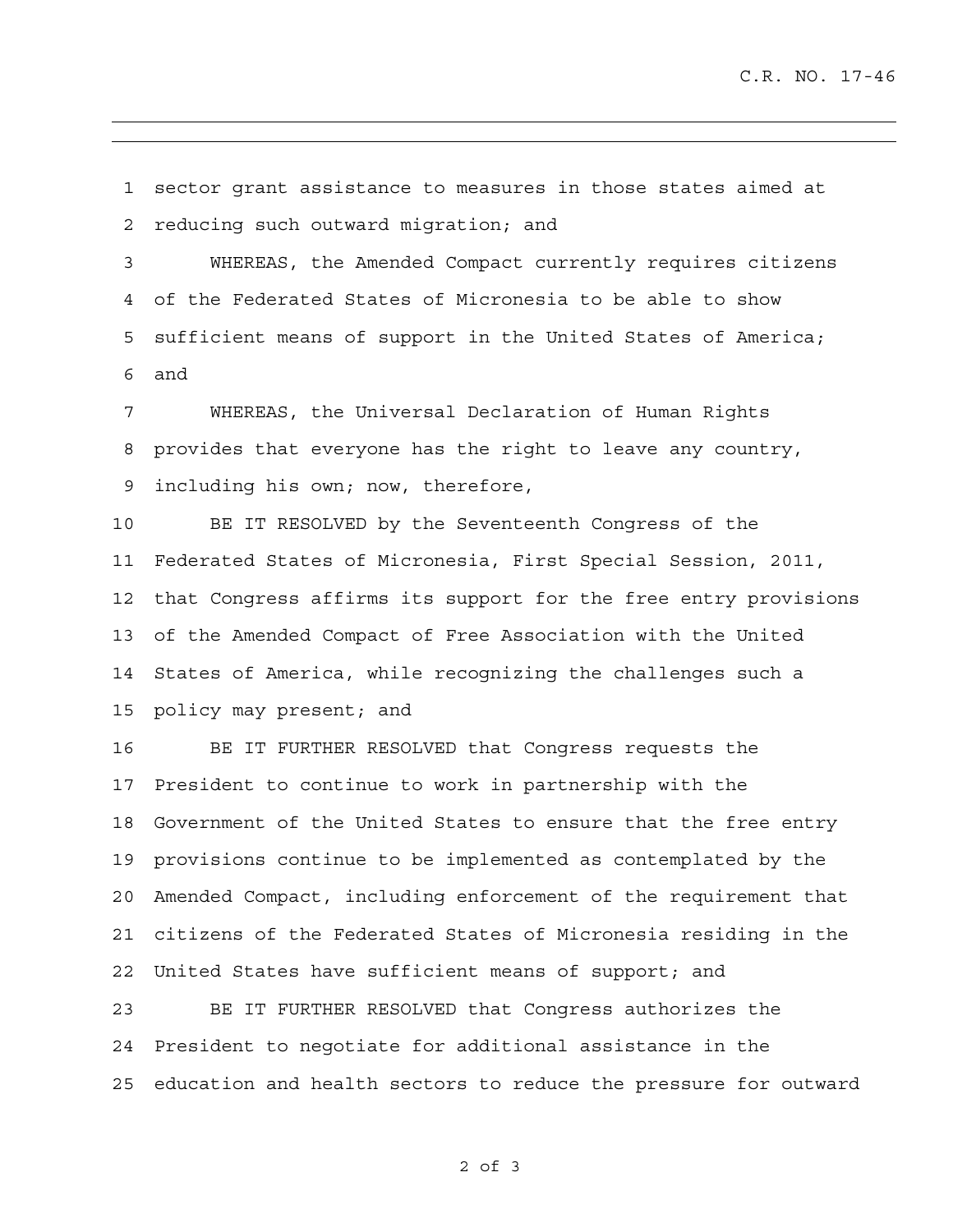sector grant assistance to measures in those states aimed at reducing such outward migration; and

WHEREAS, the Amended Compact currently requires citizens of the Federated States of Micronesia to be able to show sufficient means of support in the United States of America; and

WHEREAS, the Universal Declaration of Human Rights provides that everyone has the right to leave any country, including his own; now, therefore,

BE IT RESOLVED by the Seventeenth Congress of the Federated States of Micronesia, First Special Session, 2011, that Congress affirms its support for the free entry provisions of the Amended Compact of Free Association with the United States of America, while recognizing the challenges such a policy may present; and

BE IT FURTHER RESOLVED that Congress requests the President to continue to work in partnership with the Government of the United States to ensure that the free entry provisions continue to be implemented as contemplated by the Amended Compact, including enforcement of the requirement that citizens of the Federated States of Micronesia residing in the United States have sufficient means of support; and

BE IT FURTHER RESOLVED that Congress authorizes the President to negotiate for additional assistance in the education and health sectors to reduce the pressure for outward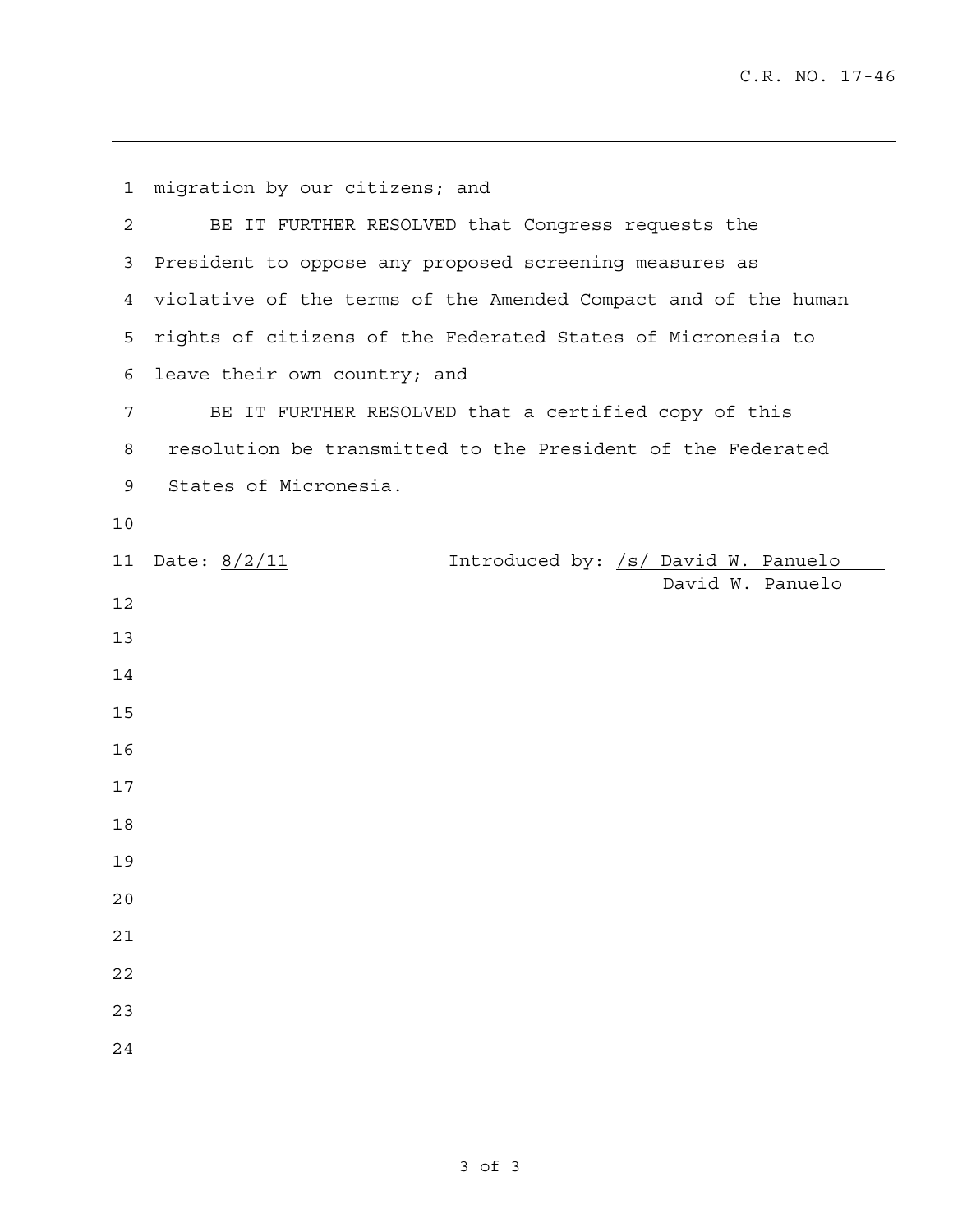migration by our citizens; and

BE IT FURTHER RESOLVED that Congress requests the President to oppose any proposed screening measures as violative of the terms of the Amended Compact and of the human rights of citizens of the Federated States of Micronesia to leave their own country; and

BE IT FURTHER RESOLVED that a certified copy of this resolution be transmitted to the President of the Federated States of Micronesia.

Date: 8/2/11 Introduced by: /s/ David W. Panuelo

David W. Panuelo